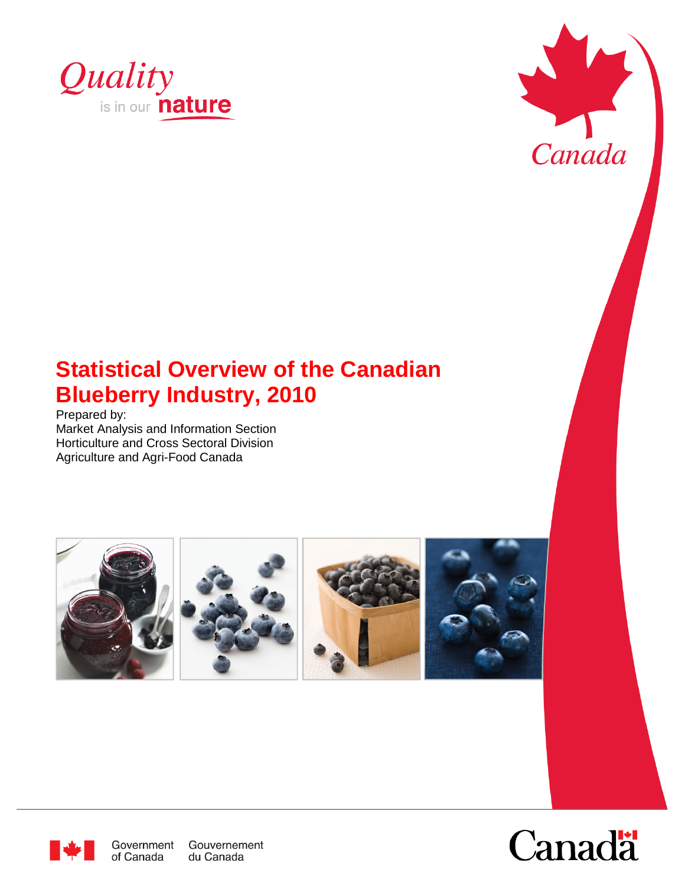Quality is in our nature

Canada

# Statistical Overview of the Canadian Blueberry Industry, 2010

Prepared by:
Market Analysis and Information Section
Horticulture and Cross Sectoral Division
Agriculture and Agri-Food Canada

Government of Canada | Gouvernement du Canada

Canada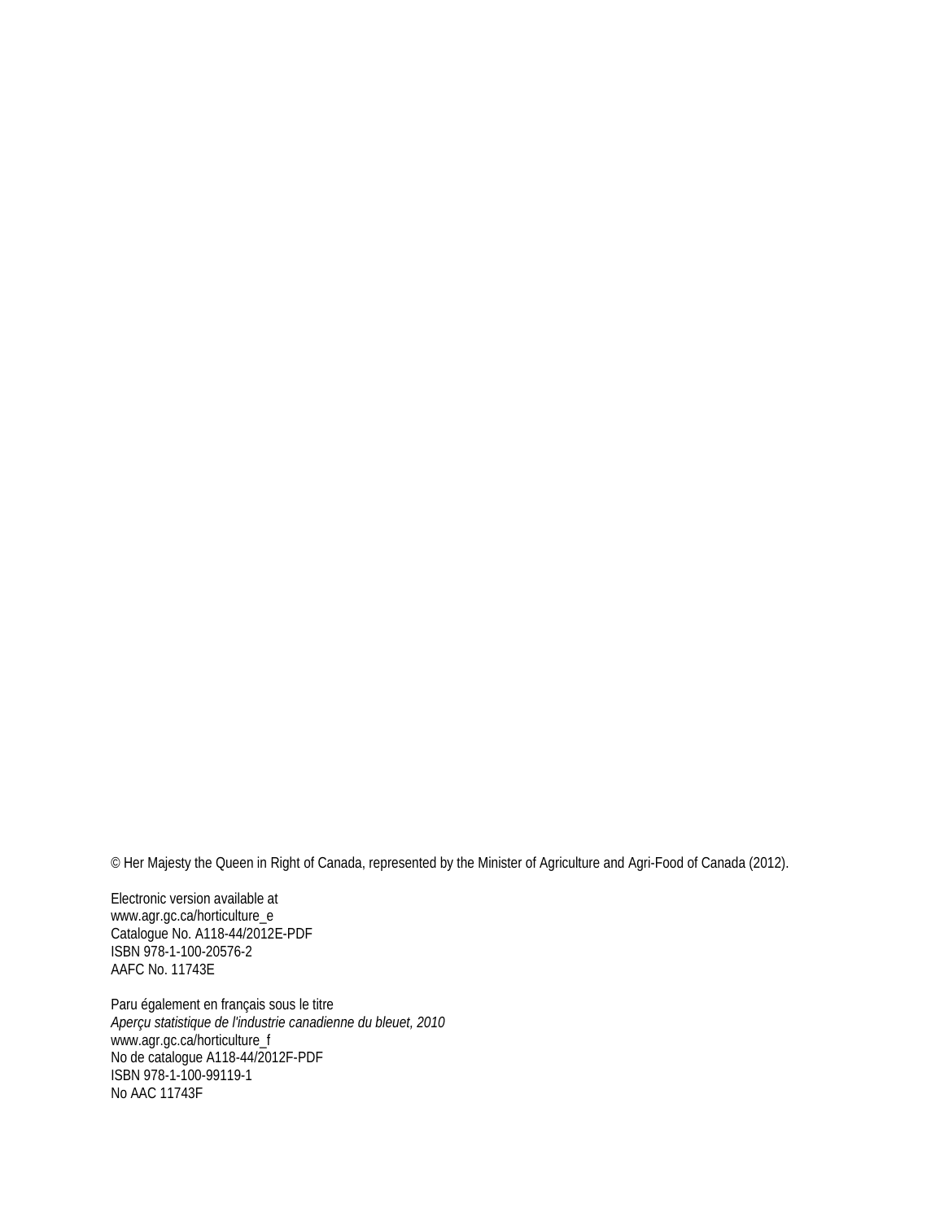© Her Majesty the Queen in Right of Canada, represented by the Minister of Agriculture and Agri-Food of Canada (2012).

Electronic version available at
www.agr.gc.ca/horticulture_e
Catalogue No. A118-44/2012E-PDF
ISBN 978-1-100-20576-2
AAFC No. 11743E

Paru également en français sous le titre
*Aperçu statistique de l'industrie canadienne du bleuet, 2010*
www.agr.gc.ca/horticulture_f
No de catalogue A118-44/2012F-PDF
ISBN 978-1-100-99119-1
No AAC 11743F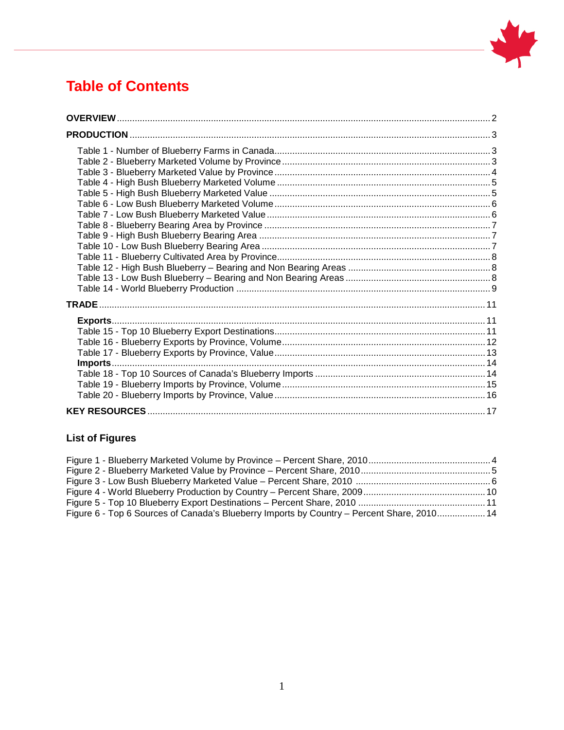# Table of Contents

**OVERVIEW** .................................................................................................................... 2

**PRODUCTION** ................................................................................................................ 3

- Table 1 - Number of Blueberry Farms in Canada ......................................................... 3
- Table 2 - Blueberry Marketed Volume by Province ....................................................... 3
- Table 3 - Blueberry Marketed Value by Province .......................................................... 4
- Table 4 - High Bush Blueberry Marketed Volume .......................................................... 5
- Table 5 - High Bush Blueberry Marketed Value ............................................................ 5
- Table 6 - Low Bush Blueberry Marketed Volume .......................................................... 6
- Table 7 - Low Bush Blueberry Marketed Value ............................................................. 6
- Table 8 - Blueberry Bearing Area by Province ............................................................. 7
- Table 9 - High Bush Blueberry Bearing Area ................................................................ 7
- Table 10 - Low Bush Blueberry Bearing Area ............................................................... 7
- Table 11 - Blueberry Cultivated Area by Province ......................................................... 8
- Table 12 - High Bush Blueberry – Bearing and Non Bearing Areas .................................. 8
- Table 13 - Low Bush Blueberry – Bearing and Non Bearing Areas ................................... 8
- Table 14 - World Blueberry Production ....................................................................... 9

**TRADE** ........................................................................................................................ 11

- **Exports** ....................................................................................................................... 11
- Table 15 - Top 10 Blueberry Export Destinations ......................................................... 11
- Table 16 - Blueberry Exports by Province, Volume ....................................................... 12
- Table 17 - Blueberry Exports by Province, Value .......................................................... 13
- **Imports** ....................................................................................................................... 14
- Table 18 - Top 10 Sources of Canada's Blueberry Imports ............................................ 14
- Table 19 - Blueberry Imports by Province, Volume ....................................................... 15
- Table 20 - Blueberry Imports by Province, Value .......................................................... 16

**KEY RESOURCES** ........................................................................................................ 17

## List of Figures

- Figure 1 - Blueberry Marketed Volume by Province – Percent Share, 2010 ........................ 4
- Figure 2 - Blueberry Marketed Value by Province – Percent Share, 2010 .......................... 5
- Figure 3 - Low Bush Blueberry Marketed Value – Percent Share, 2010 ............................ 6
- Figure 4 - World Blueberry Production by Country – Percent Share, 2009 ....................... 10
- Figure 5 - Top 10 Blueberry Export Destinations – Percent Share, 2010 .......................... 11
- Figure 6 - Top 6 Sources of Canada's Blueberry Imports by Country – Percent Share, 2010 ... 14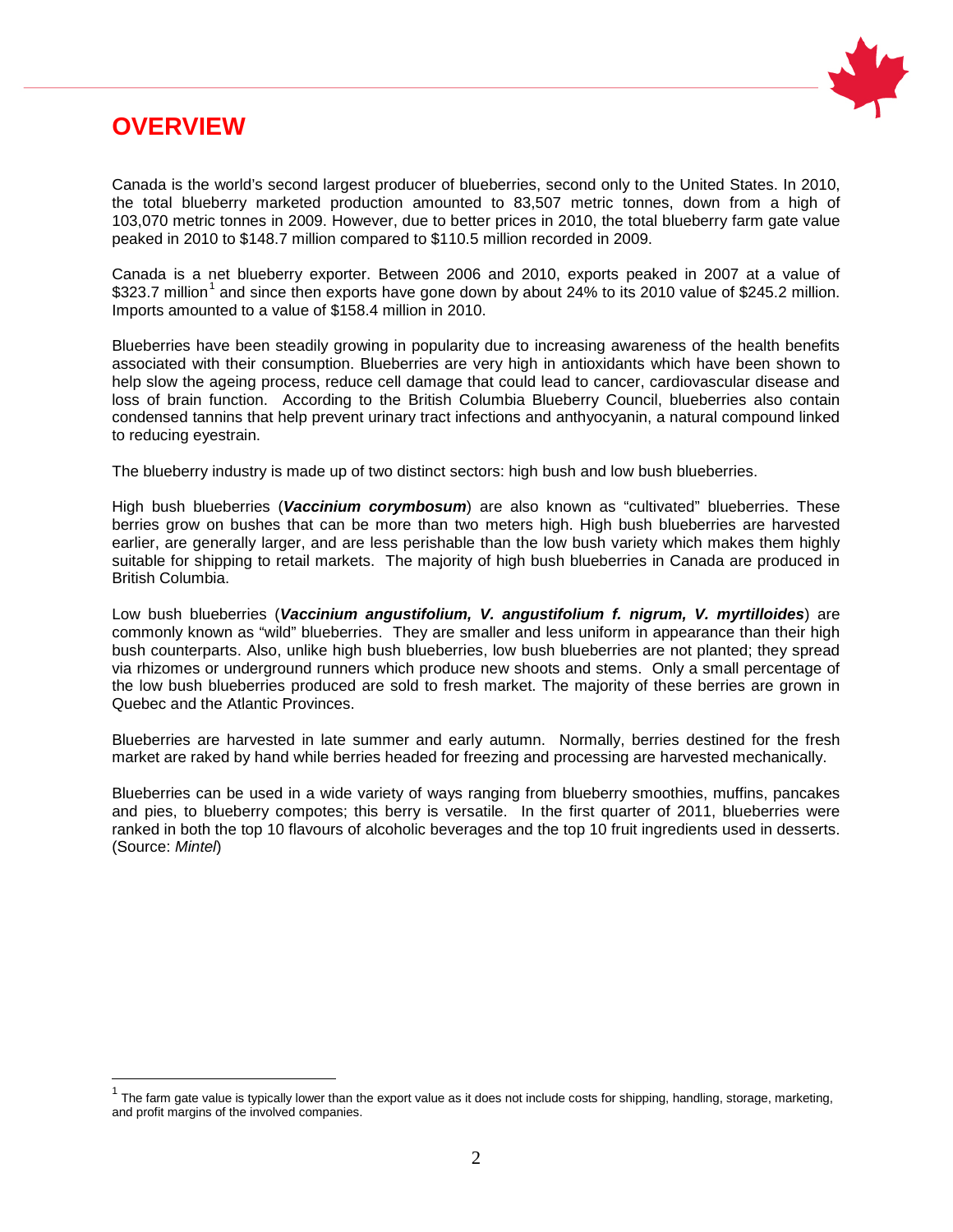# OVERVIEW

Canada is the world's second largest producer of blueberries, second only to the United States. In 2010, the total blueberry marketed production amounted to 83,507 metric tonnes, down from a high of 103,070 metric tonnes in 2009. However, due to better prices in 2010, the total blueberry farm gate value peaked in 2010 to $148.7 million compared to $110.5 million recorded in 2009.

Canada is a net blueberry exporter. Between 2006 and 2010, exports peaked in 2007 at a value of $323.7 million[1] and since then exports have gone down by about 24% to its 2010 value of $245.2 million. Imports amounted to a value of $158.4 million in 2010.

Blueberries have been steadily growing in popularity due to increasing awareness of the health benefits associated with their consumption. Blueberries are very high in antioxidants which have been shown to help slow the ageing process, reduce cell damage that could lead to cancer, cardiovascular disease and loss of brain function. According to the British Columbia Blueberry Council, blueberries also contain condensed tannins that help prevent urinary tract infections and anthyocyanin, a natural compound linked to reducing eyestrain.

The blueberry industry is made up of two distinct sectors: high bush and low bush blueberries.

High bush blueberries (***Vaccinium corymbosum***) are also known as "cultivated" blueberries. These berries grow on bushes that can be more than two meters high. High bush blueberries are harvested earlier, are generally larger, and are less perishable than the low bush variety which makes them highly suitable for shipping to retail markets. The majority of high bush blueberries in Canada are produced in British Columbia.

Low bush blueberries (***Vaccinium angustifolium, V. angustifolium f. nigrum, V. myrtilloides***) are commonly known as "wild" blueberries. They are smaller and less uniform in appearance than their high bush counterparts. Also, unlike high bush blueberries, low bush blueberries are not planted; they spread via rhizomes or underground runners which produce new shoots and stems. Only a small percentage of the low bush blueberries produced are sold to fresh market. The majority of these berries are grown in Quebec and the Atlantic Provinces.

Blueberries are harvested in late summer and early autumn. Normally, berries destined for the fresh market are raked by hand while berries headed for freezing and processing are harvested mechanically.

Blueberries can be used in a wide variety of ways ranging from blueberry smoothies, muffins, pancakes and pies, to blueberry compotes; this berry is versatile. In the first quarter of 2011, blueberries were ranked in both the top 10 flavours of alcoholic beverages and the top 10 fruit ingredients used in desserts. (Source: *Mintel*)

---

[1] The farm gate value is typically lower than the export value as it does not include costs for shipping, handling, storage, marketing, and profit margins of the involved companies.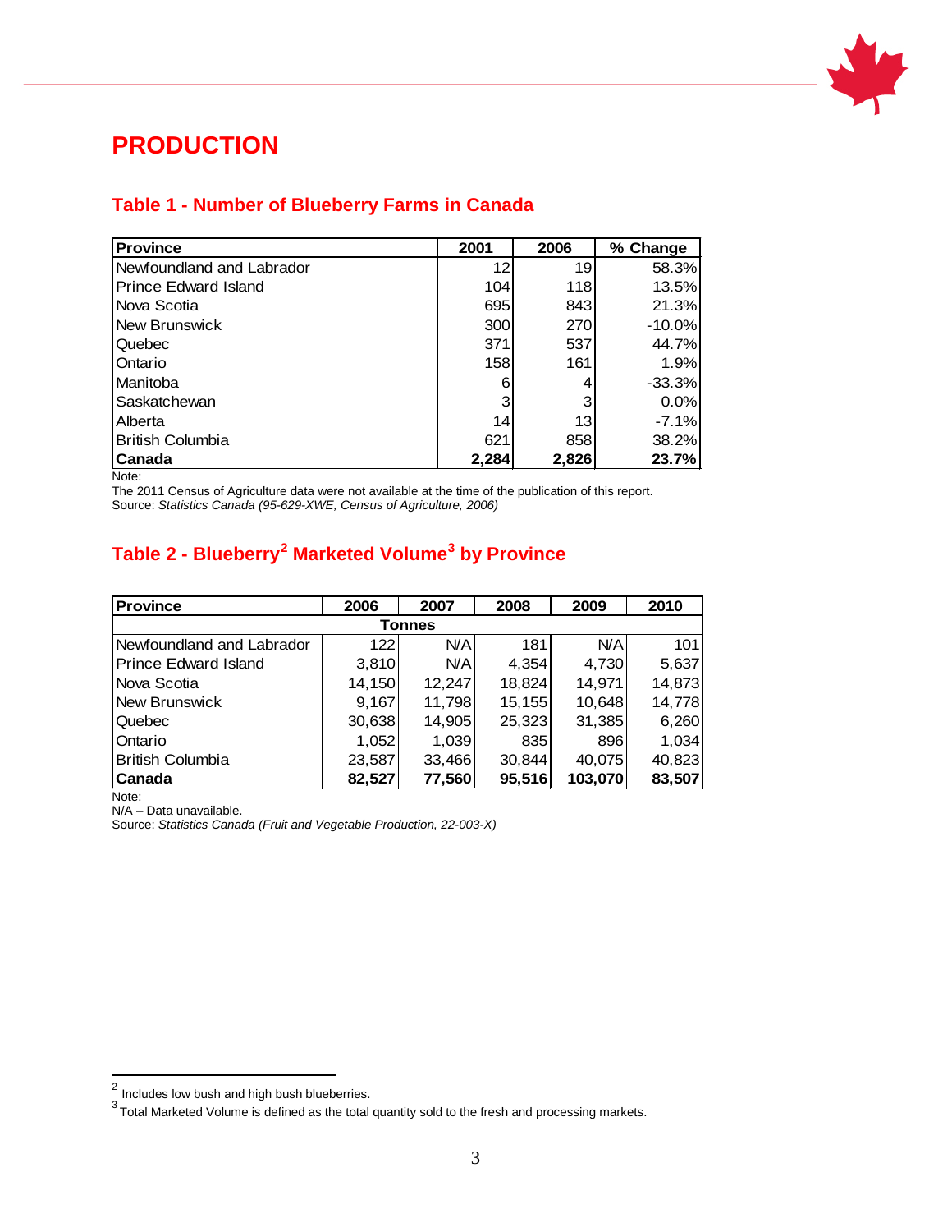# PRODUCTION

## Table 1 - Number of Blueberry Farms in Canada

| Province | 2001 | 2006 | % Change |
|---|---|---|---|
| Newfoundland and Labrador | 12 | 19 | 58.3% |
| Prince Edward Island | 104 | 118 | 13.5% |
| Nova Scotia | 695 | 843 | 21.3% |
| New Brunswick | 300 | 270 | -10.0% |
| Quebec | 371 | 537 | 44.7% |
| Ontario | 158 | 161 | 1.9% |
| Manitoba | 6 | 4 | -33.3% |
| Saskatchewan | 3 | 3 | 0.0% |
| Alberta | 14 | 13 | -7.1% |
| British Columbia | 621 | 858 | 38.2% |
| **Canada** | **2,284** | **2,826** | **23.7%** |

Note:
The 2011 Census of Agriculture data were not available at the time of the publication of this report.
Source: *Statistics Canada (95-629-XWE, Census of Agriculture, 2006)*

## Table 2 - Blueberry[2] Marketed Volume[3] by Province

| Province | 2006 | 2007 | 2008 | 2009 | 2010 |
|---|---|---|---|---|---|
| | | | Tonnes | | |
| Newfoundland and Labrador | 122 | N/A | 181 | N/A | 101 |
| Prince Edward Island | 3,810 | N/A | 4,354 | 4,730 | 5,637 |
| Nova Scotia | 14,150 | 12,247 | 18,824 | 14,971 | 14,873 |
| New Brunswick | 9,167 | 11,798 | 15,155 | 10,648 | 14,778 |
| Quebec | 30,638 | 14,905 | 25,323 | 31,385 | 6,260 |
| Ontario | 1,052 | 1,039 | 835 | 896 | 1,034 |
| British Columbia | 23,587 | 33,466 | 30,844 | 40,075 | 40,823 |
| **Canada** | **82,527** | **77,560** | **95,516** | **103,070** | **83,507** |

Note:
N/A – Data unavailable.
Source: *Statistics Canada (Fruit and Vegetable Production, 22-003-X)*

[2] Includes low bush and high bush blueberries.
[3] Total Marketed Volume is defined as the total quantity sold to the fresh and processing markets.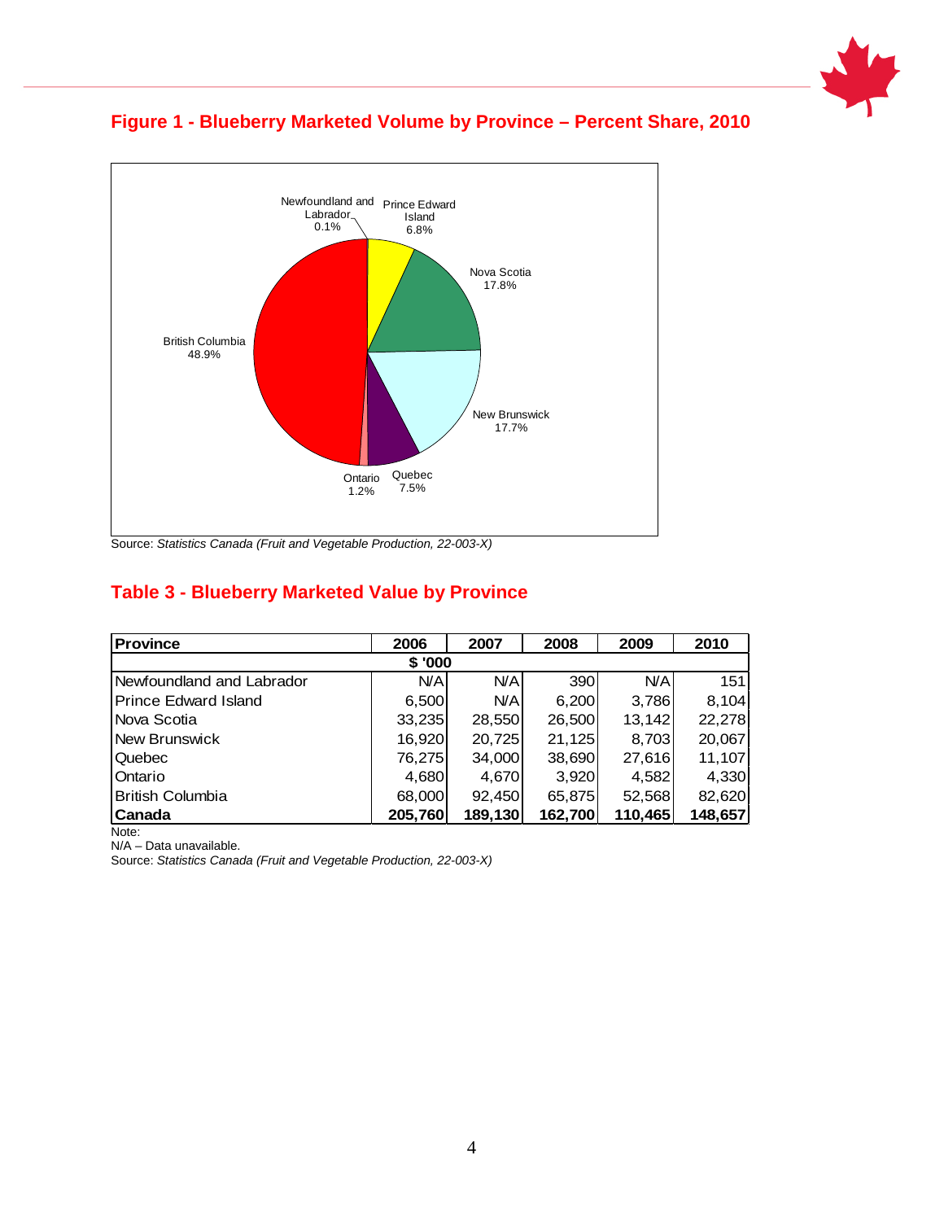## Figure 1 - Blueberry Marketed Volume by Province – Percent Share, 2010

Newfoundland and Labrador 0.1%
Prince Edward Island 6.8%
Nova Scotia 17.8%
New Brunswick 17.7%
Quebec 7.5%
Ontario 1.2%
British Columbia 48.9%

Source: *Statistics Canada (Fruit and Vegetable Production, 22-003-X)*

## Table 3 - Blueberry Marketed Value by Province

| Province | 2006 | 2007 | 2008 | 2009 | 2010 |
|---|---|---|---|---|---|
| | | | $ '000 | | |
| Newfoundland and Labrador | N/A | N/A | 390 | N/A | 151 |
| Prince Edward Island | 6,500 | N/A | 6,200 | 3,786 | 8,104 |
| Nova Scotia | 33,235 | 28,550 | 26,500 | 13,142 | 22,278 |
| New Brunswick | 16,920 | 20,725 | 21,125 | 8,703 | 20,067 |
| Quebec | 76,275 | 34,000 | 38,690 | 27,616 | 11,107 |
| Ontario | 4,680 | 4,670 | 3,920 | 4,582 | 4,330 |
| British Columbia | 68,000 | 92,450 | 65,875 | 52,568 | 82,620 |
| **Canada** | **205,760** | **189,130** | **162,700** | **110,465** | **148,657** |

Note:
N/A – Data unavailable.
Source: *Statistics Canada (Fruit and Vegetable Production, 22-003-X)*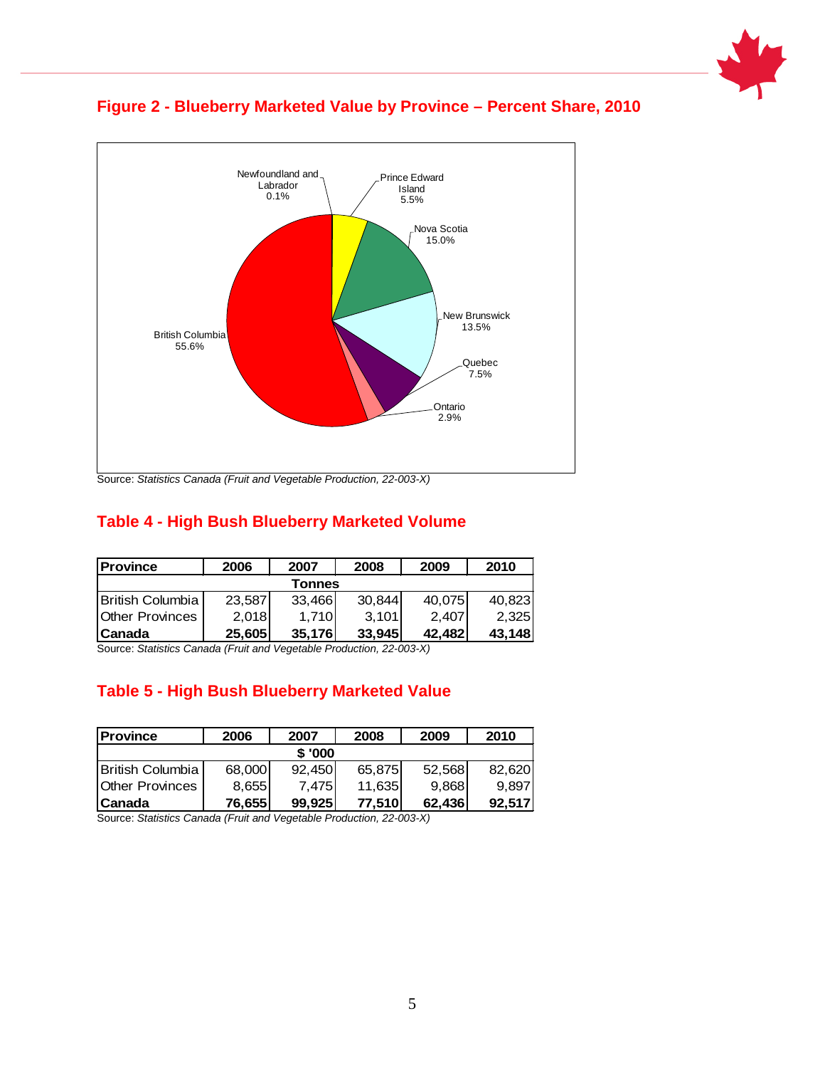## Figure 2 - Blueberry Marketed Value by Province – Percent Share, 2010

Newfoundland and Labrador 0.1%

Prince Edward Island 5.5%

Nova Scotia 15.0%

New Brunswick 13.5%

Quebec 7.5%

Ontario 2.9%

British Columbia 55.6%

Source: *Statistics Canada (Fruit and Vegetable Production, 22-003-X)*

## Table 4 - High Bush Blueberry Marketed Volume

| Province | 2006 | 2007 | 2008 | 2009 | 2010 |
|---|---|---|---|---|---|
| | | | **Tonnes** | | |
| British Columbia | 23,587 | 33,466 | 30,844 | 40,075 | 40,823 |
| Other Provinces | 2,018 | 1,710 | 3,101 | 2,407 | 2,325 |
| **Canada** | **25,605** | **35,176** | **33,945** | **42,482** | **43,148** |

Source: *Statistics Canada (Fruit and Vegetable Production, 22-003-X)*

## Table 5 - High Bush Blueberry Marketed Value

| Province | 2006 | 2007 | 2008 | 2009 | 2010 |
|---|---|---|---|---|---|
| | | | **$ '000** | | |
| British Columbia | 68,000 | 92,450 | 65,875 | 52,568 | 82,620 |
| Other Provinces | 8,655 | 7,475 | 11,635 | 9,868 | 9,897 |
| **Canada** | **76,655** | **99,925** | **77,510** | **62,436** | **92,517** |

Source: *Statistics Canada (Fruit and Vegetable Production, 22-003-X)*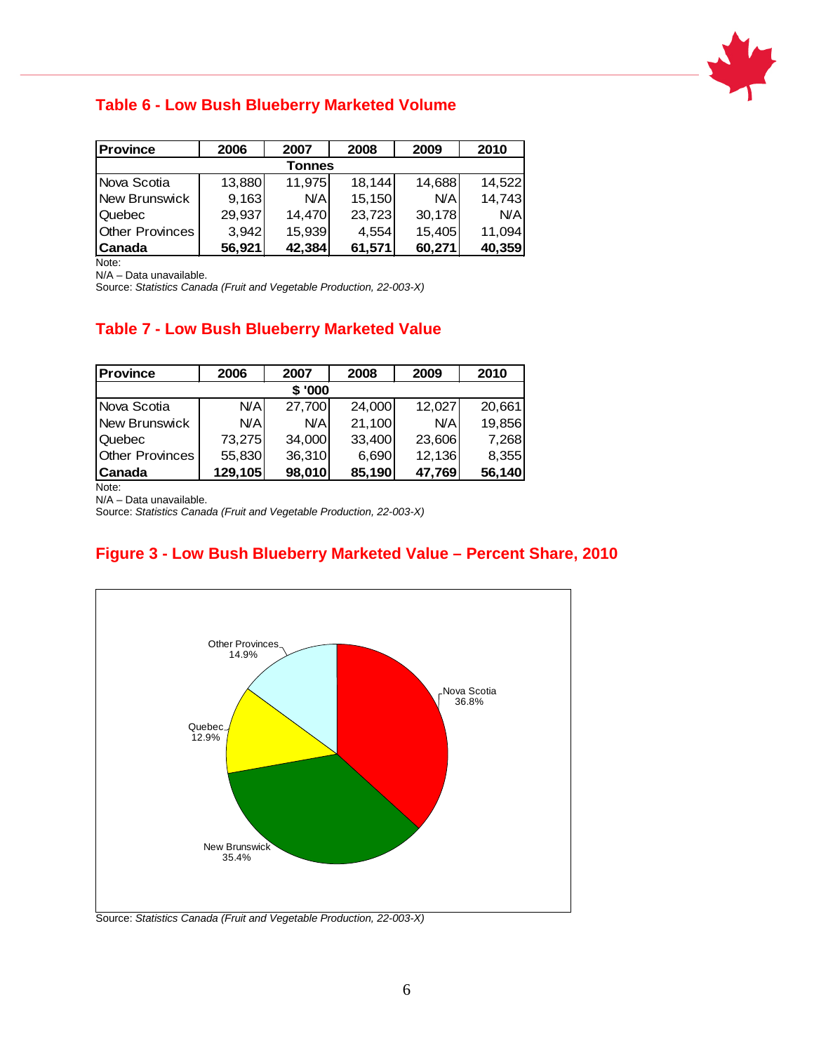## Table 6 - Low Bush Blueberry Marketed Volume

| Province | 2006 | 2007 | 2008 | 2009 | 2010 |
|---|---|---|---|---|---|
| | | | Tonnes | | |
| Nova Scotia | 13,880 | 11,975 | 18,144 | 14,688 | 14,522 |
| New Brunswick | 9,163 | N/A | 15,150 | N/A | 14,743 |
| Quebec | 29,937 | 14,470 | 23,723 | 30,178 | N/A |
| Other Provinces | 3,942 | 15,939 | 4,554 | 15,405 | 11,094 |
| **Canada** | **56,921** | **42,384** | **61,571** | **60,271** | **40,359** |

Note:
N/A – Data unavailable.
Source: Statistics Canada *(Fruit and Vegetable Production, 22-003-X)*

## Table 7 - Low Bush Blueberry Marketed Value

| Province | 2006 | 2007 | 2008 | 2009 | 2010 |
|---|---|---|---|---|---|
| | | | $ '000 | | |
| Nova Scotia | N/A | 27,700 | 24,000 | 12,027 | 20,661 |
| New Brunswick | N/A | N/A | 21,100 | N/A | 19,856 |
| Quebec | 73,275 | 34,000 | 33,400 | 23,606 | 7,268 |
| Other Provinces | 55,830 | 36,310 | 6,690 | 12,136 | 8,355 |
| **Canada** | **129,105** | **98,010** | **85,190** | **47,769** | **56,140** |

Note:
N/A – Data unavailable.
Source: Statistics Canada *(Fruit and Vegetable Production, 22-003-X)*

## Figure 3 - Low Bush Blueberry Marketed Value – Percent Share, 2010

| Province | Percent Share |
|---|---|
| Nova Scotia | 36.8% |
| New Brunswick | 35.4% |
| Quebec | 12.9% |
| Other Provinces | 14.9% |

Source: Statistics Canada *(Fruit and Vegetable Production, 22-003-X)*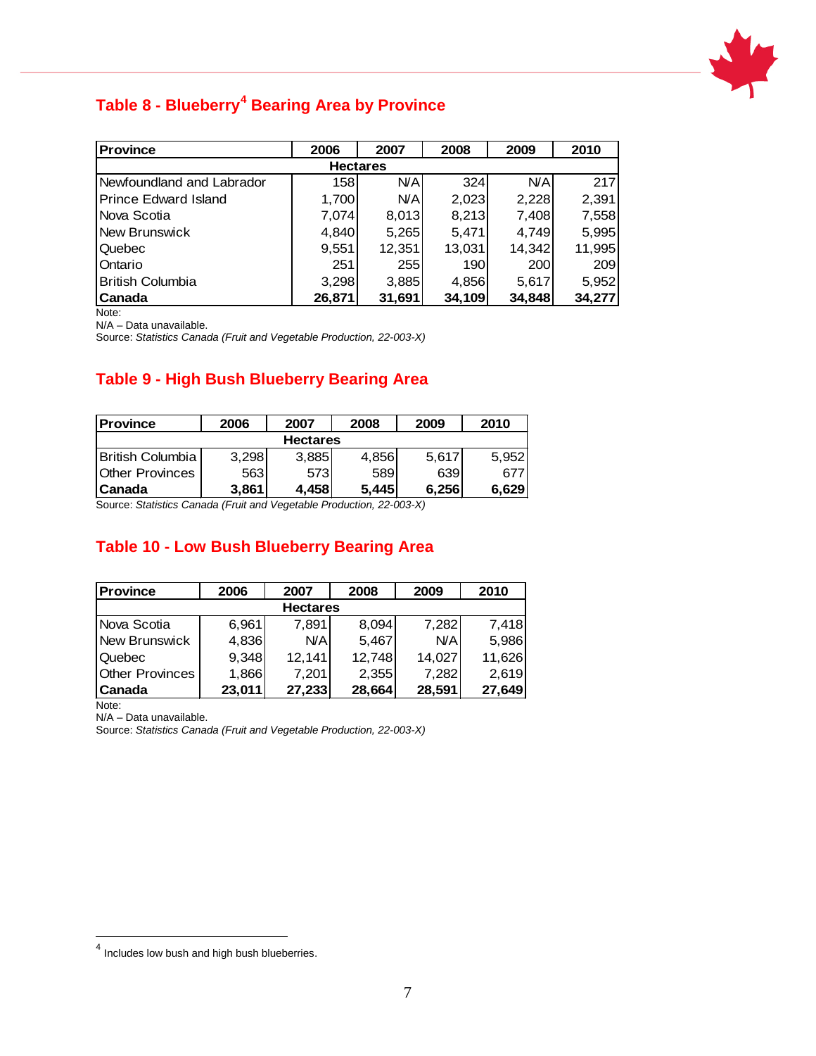## Table 8 - Blueberry[4] Bearing Area by Province

| Province | 2006 | 2007 | 2008 | 2009 | 2010 |
|---|---|---|---|---|---|
| | | | Hectares | | |
| Newfoundland and Labrador | 158 | N/A | 324 | N/A | 217 |
| Prince Edward Island | 1,700 | N/A | 2,023 | 2,228 | 2,391 |
| Nova Scotia | 7,074 | 8,013 | 8,213 | 7,408 | 7,558 |
| New Brunswick | 4,840 | 5,265 | 5,471 | 4,749 | 5,995 |
| Quebec | 9,551 | 12,351 | 13,031 | 14,342 | 11,995 |
| Ontario | 251 | 255 | 190 | 200 | 209 |
| British Columbia | 3,298 | 3,885 | 4,856 | 5,617 | 5,952 |
| **Canada** | **26,871** | **31,691** | **34,109** | **34,848** | **34,277** |

Note:
N/A – Data unavailable.
Source: *Statistics Canada (Fruit and Vegetable Production, 22-003-X)*

## Table 9 - High Bush Blueberry Bearing Area

| Province | 2006 | 2007 | 2008 | 2009 | 2010 |
|---|---|---|---|---|---|
| | | | Hectares | | |
| British Columbia | 3,298 | 3,885 | 4,856 | 5,617 | 5,952 |
| Other Provinces | 563 | 573 | 589 | 639 | 677 |
| **Canada** | **3,861** | **4,458** | **5,445** | **6,256** | **6,629** |

Source: *Statistics Canada (Fruit and Vegetable Production, 22-003-X)*

## Table 10 - Low Bush Blueberry Bearing Area

| Province | 2006 | 2007 | 2008 | 2009 | 2010 |
|---|---|---|---|---|---|
| | | | Hectares | | |
| Nova Scotia | 6,961 | 7,891 | 8,094 | 7,282 | 7,418 |
| New Brunswick | 4,836 | N/A | 5,467 | N/A | 5,986 |
| Quebec | 9,348 | 12,141 | 12,748 | 14,027 | 11,626 |
| Other Provinces | 1,866 | 7,201 | 2,355 | 7,282 | 2,619 |
| **Canada** | **23,011** | **27,233** | **28,664** | **28,591** | **27,649** |

Note:
N/A – Data unavailable.
Source: *Statistics Canada (Fruit and Vegetable Production, 22-003-X)*

---

[4] Includes low bush and high bush blueberries.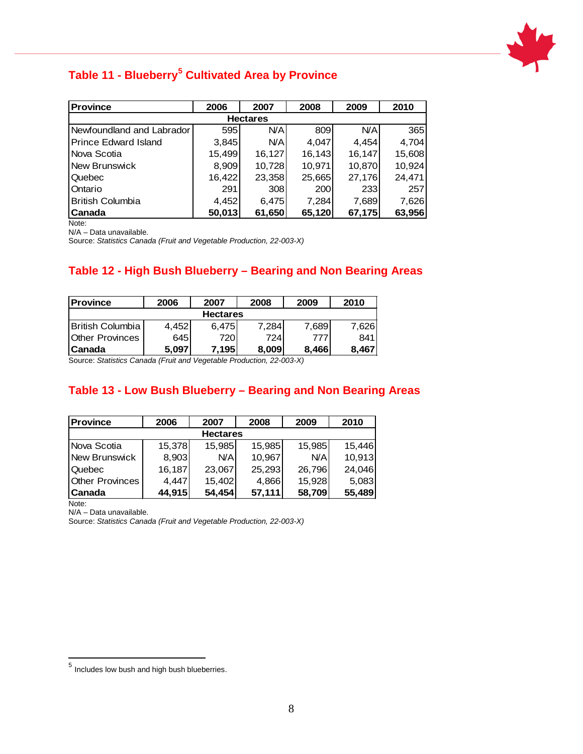## Table 11 - Blueberry[5] Cultivated Area by Province

| Province | 2006 | 2007 | 2008 | 2009 | 2010 |
|---|---|---|---|---|---|
| Hectares | | | | | |
| Newfoundland and Labrador | 595 | N/A | 809 | N/A | 365 |
| Prince Edward Island | 3,845 | N/A | 4,047 | 4,454 | 4,704 |
| Nova Scotia | 15,499 | 16,127 | 16,143 | 16,147 | 15,608 |
| New Brunswick | 8,909 | 10,728 | 10,971 | 10,870 | 10,924 |
| Quebec | 16,422 | 23,358 | 25,665 | 27,176 | 24,471 |
| Ontario | 291 | 308 | 200 | 233 | 257 |
| British Columbia | 4,452 | 6,475 | 7,284 | 7,689 | 7,626 |
| **Canada** | **50,013** | **61,650** | **65,120** | **67,175** | **63,956** |

Note:
N/A – Data unavailable.
Source: *Statistics Canada (Fruit and Vegetable Production, 22-003-X)*

## Table 12 - High Bush Blueberry – Bearing and Non Bearing Areas

| Province | 2006 | 2007 | 2008 | 2009 | 2010 |
|---|---|---|---|---|---|
| Hectares | | | | | |
| British Columbia | 4,452 | 6,475 | 7,284 | 7,689 | 7,626 |
| Other Provinces | 645 | 720 | 724 | 777 | 841 |
| **Canada** | **5,097** | **7,195** | **8,009** | **8,466** | **8,467** |

Source: *Statistics Canada (Fruit and Vegetable Production, 22-003-X)*

## Table 13 - Low Bush Blueberry – Bearing and Non Bearing Areas

| Province | 2006 | 2007 | 2008 | 2009 | 2010 |
|---|---|---|---|---|---|
| Hectares | | | | | |
| Nova Scotia | 15,378 | 15,985 | 15,985 | 15,985 | 15,446 |
| New Brunswick | 8,903 | N/A | 10,967 | N/A | 10,913 |
| Quebec | 16,187 | 23,067 | 25,293 | 26,796 | 24,046 |
| Other Provinces | 4,447 | 15,402 | 4,866 | 15,928 | 5,083 |
| **Canada** | **44,915** | **54,454** | **57,111** | **58,709** | **55,489** |

Note:
N/A – Data unavailable.
Source: *Statistics Canada (Fruit and Vegetable Production, 22-003-X)*

[5] Includes low bush and high bush blueberries.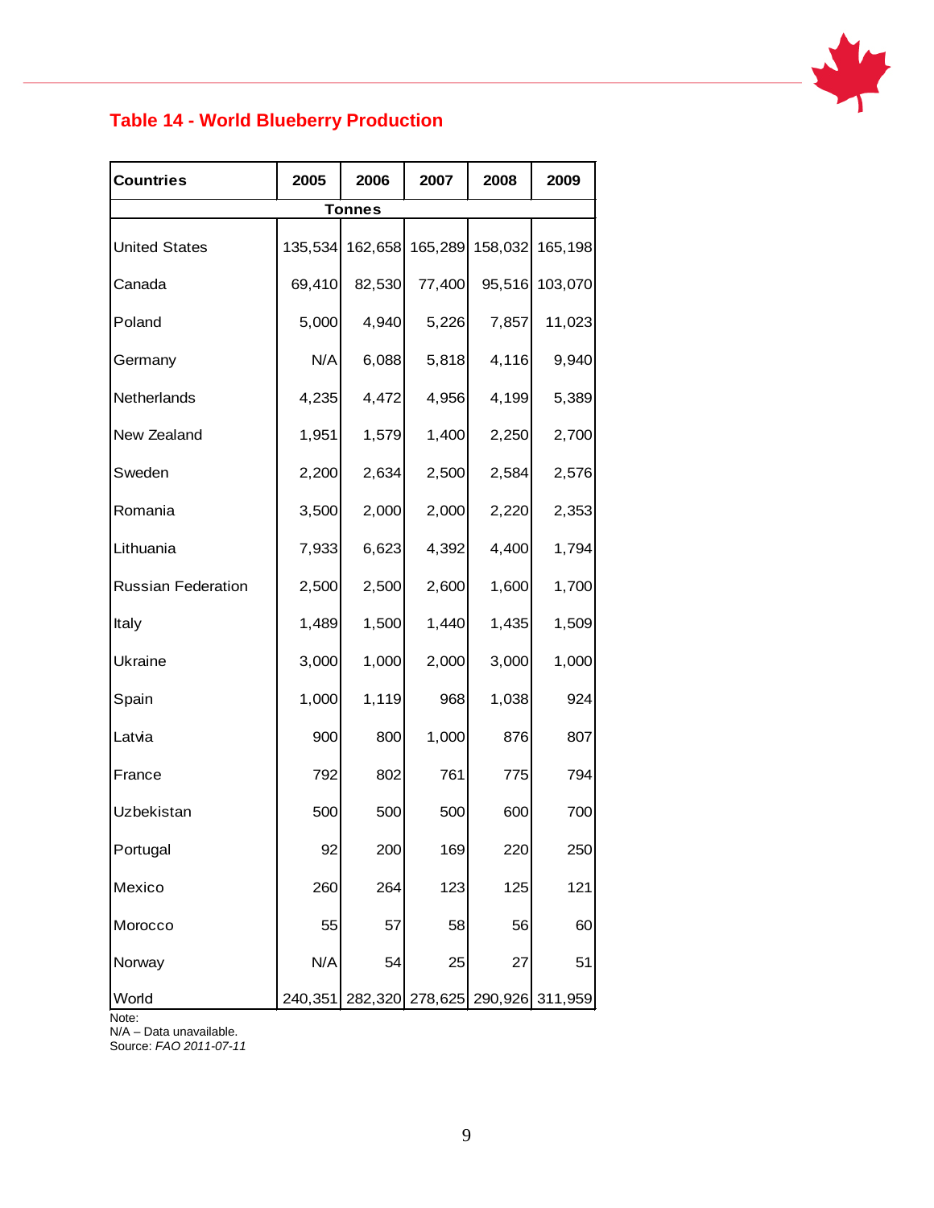## Table 14 - World Blueberry Production

| Countries | 2005 | 2006 | 2007 | 2008 | 2009 |
|---|---|---|---|---|---|
| | Tonnes | | | | |
| United States | 135,534 | 162,658 | 165,289 | 158,032 | 165,198 |
| Canada | 69,410 | 82,530 | 77,400 | 95,516 | 103,070 |
| Poland | 5,000 | 4,940 | 5,226 | 7,857 | 11,023 |
| Germany | N/A | 6,088 | 5,818 | 4,116 | 9,940 |
| Netherlands | 4,235 | 4,472 | 4,956 | 4,199 | 5,389 |
| New Zealand | 1,951 | 1,579 | 1,400 | 2,250 | 2,700 |
| Sweden | 2,200 | 2,634 | 2,500 | 2,584 | 2,576 |
| Romania | 3,500 | 2,000 | 2,000 | 2,220 | 2,353 |
| Lithuania | 7,933 | 6,623 | 4,392 | 4,400 | 1,794 |
| Russian Federation | 2,500 | 2,500 | 2,600 | 1,600 | 1,700 |
| Italy | 1,489 | 1,500 | 1,440 | 1,435 | 1,509 |
| Ukraine | 3,000 | 1,000 | 2,000 | 3,000 | 1,000 |
| Spain | 1,000 | 1,119 | 968 | 1,038 | 924 |
| Latvia | 900 | 800 | 1,000 | 876 | 807 |
| France | 792 | 802 | 761 | 775 | 794 |
| Uzbekistan | 500 | 500 | 500 | 600 | 700 |
| Portugal | 92 | 200 | 169 | 220 | 250 |
| Mexico | 260 | 264 | 123 | 125 | 121 |
| Morocco | 55 | 57 | 58 | 56 | 60 |
| Norway | N/A | 54 | 25 | 27 | 51 |
| World | 240,351 | 282,320 | 278,625 | 290,926 | 311,959 |

Note:
N/A – Data unavailable.
Source: *FAO 2011-07-11*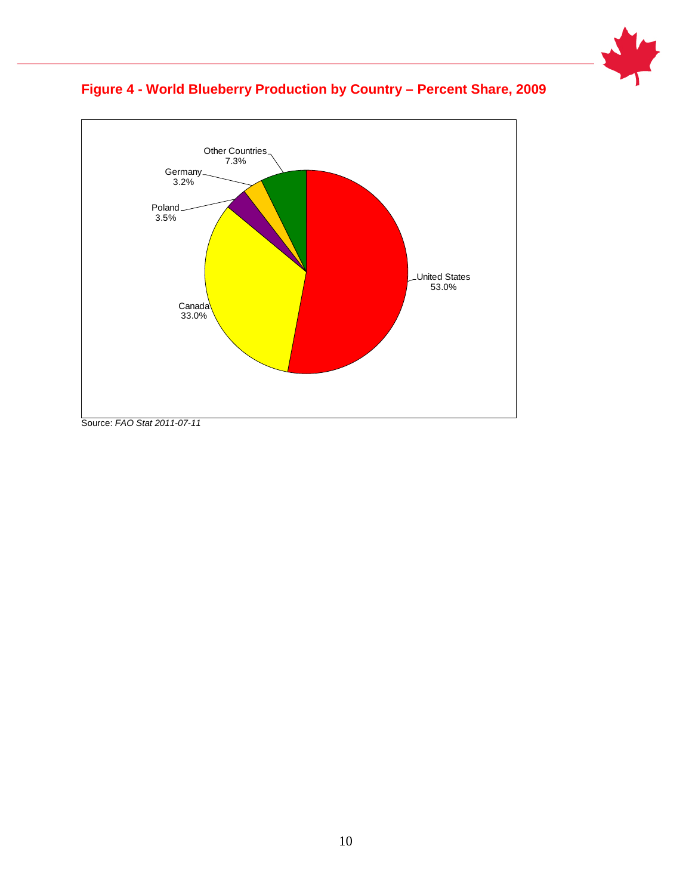### Figure 4 - World Blueberry Production by Country – Percent Share, 2009

| Country | Percent Share |
| --- | --- |
| United States | 53.0% |
| Canada | 33.0% |
| Poland | 3.5% |
| Germany | 3.2% |
| Other Countries | 7.3% |

Source: *FAO Stat 2011-07-11*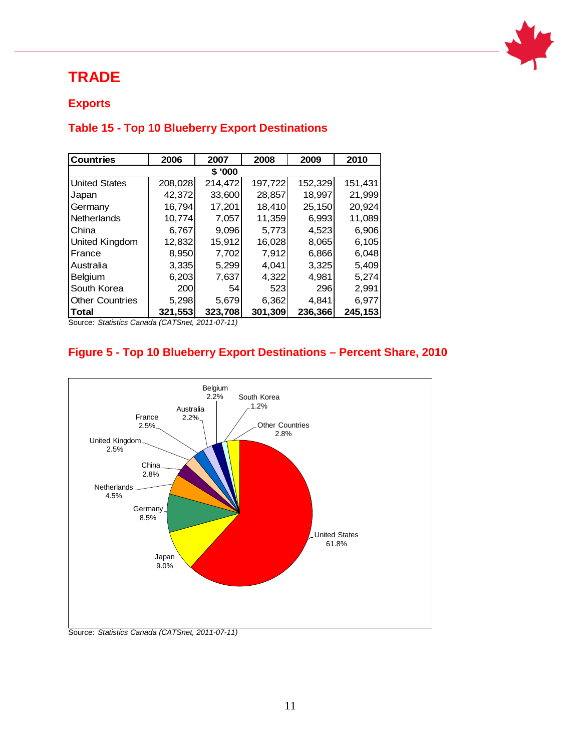# TRADE

## Exports

### Table 15 - Top 10 Blueberry Export Destinations

| Countries | 2006 | 2007 | 2008 | 2009 | 2010 |
|---|---|---|---|---|---|
| | | $ '000 | | | |
| United States | 208,028 | 214,472 | 197,722 | 152,329 | 151,431 |
| Japan | 42,372 | 33,600 | 28,857 | 18,997 | 21,999 |
| Germany | 16,794 | 17,201 | 18,410 | 25,150 | 20,924 |
| Netherlands | 10,774 | 7,057 | 11,359 | 6,993 | 11,089 |
| China | 6,767 | 9,096 | 5,773 | 4,523 | 6,906 |
| United Kingdom | 12,832 | 15,912 | 16,028 | 8,065 | 6,105 |
| France | 8,950 | 7,702 | 7,912 | 6,866 | 6,048 |
| Australia | 3,335 | 5,299 | 4,041 | 3,325 | 5,409 |
| Belgium | 6,203 | 7,637 | 4,322 | 4,981 | 5,274 |
| South Korea | 200 | 54 | 523 | 296 | 2,991 |
| Other Countries | 5,298 | 5,679 | 6,362 | 4,841 | 6,977 |
| **Total** | **321,553** | **323,708** | **301,309** | **236,366** | **245,153** |

Source: *Statistics Canada (CATSnet, 2011-07-11)*

### Figure 5 - Top 10 Blueberry Export Destinations – Percent Share, 2010

| Country | Percent Share |
|---|---|
| United States | 61.8% |
| Japan | 9.0% |
| Germany | 8.5% |
| Netherlands | 4.5% |
| China | 2.8% |
| United Kingdom | 2.5% |
| France | 2.5% |
| Australia | 2.2% |
| Belgium | 2.2% |
| South Korea | 1.2% |
| Other Countries | 2.8% |

Source: *Statistics Canada (CATSnet, 2011-07-11)*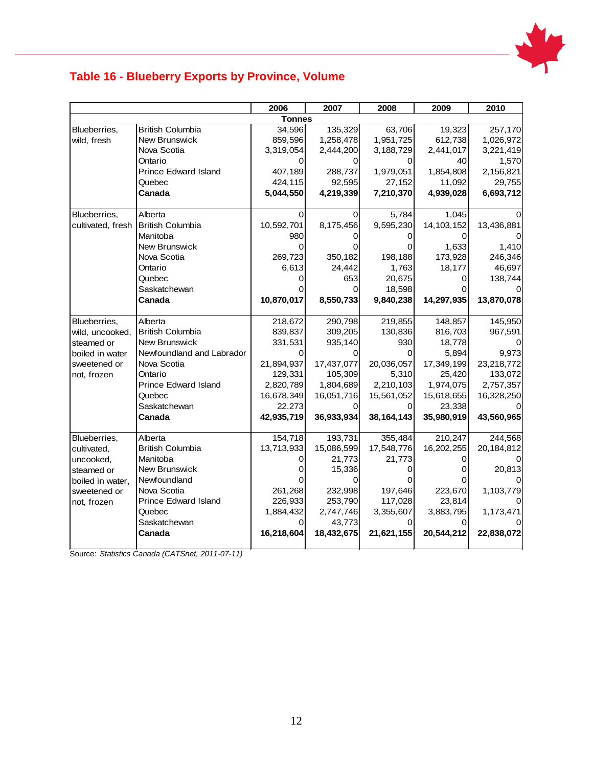## Table 16 - Blueberry Exports by Province, Volume

| | | 2006 | 2007 | 2008 | 2009 | 2010 |
|---|---|---|---|---|---|---|
| | | **Tonnes** | | | | |
| Blueberries, wild, fresh | British Columbia | 34,596 | 135,329 | 63,706 | 19,323 | 257,170 |
| | New Brunswick | 859,596 | 1,258,478 | 1,951,725 | 612,738 | 1,026,972 |
| | Nova Scotia | 3,319,054 | 2,444,200 | 3,188,729 | 2,441,017 | 3,221,419 |
| | Ontario | 0 | 0 | 0 | 40 | 1,570 |
| | Prince Edward Island | 407,189 | 288,737 | 1,979,051 | 1,854,808 | 2,156,821 |
| | Quebec | 424,115 | 92,595 | 27,152 | 11,092 | 29,755 |
| | **Canada** | **5,044,550** | **4,219,339** | **7,210,370** | **4,939,028** | **6,693,712** |
| Blueberries, cultivated, fresh | Alberta | 0 | 0 | 5,784 | 1,045 | 0 |
| | British Columbia | 10,592,701 | 8,175,456 | 9,595,230 | 14,103,152 | 13,436,881 |
| | Manitoba | 980 | 0 | 0 | 0 | 0 |
| | New Brunswick | 0 | 0 | 0 | 1,633 | 1,410 |
| | Nova Scotia | 269,723 | 350,182 | 198,188 | 173,928 | 246,346 |
| | Ontario | 6,613 | 24,442 | 1,763 | 18,177 | 46,697 |
| | Quebec | 0 | 653 | 20,675 | 0 | 138,744 |
| | Saskatchewan | 0 | 0 | 18,598 | 0 | 0 |
| | **Canada** | **10,870,017** | **8,550,733** | **9,840,238** | **14,297,935** | **13,870,078** |
| Blueberries, wild, uncooked, steamed or boiled in water sweetened or not, frozen | Alberta | 218,672 | 290,798 | 219,855 | 148,857 | 145,950 |
| | British Columbia | 839,837 | 309,205 | 130,836 | 816,703 | 967,591 |
| | New Brunswick | 331,531 | 935,140 | 930 | 18,778 | 0 |
| | Newfoundland and Labrador | 0 | 0 | 0 | 5,894 | 9,973 |
| | Nova Scotia | 21,894,937 | 17,437,077 | 20,036,057 | 17,349,199 | 23,218,772 |
| | Ontario | 129,331 | 105,309 | 5,310 | 25,420 | 133,072 |
| | Prince Edward Island | 2,820,789 | 1,804,689 | 2,210,103 | 1,974,075 | 2,757,357 |
| | Quebec | 16,678,349 | 16,051,716 | 15,561,052 | 15,618,655 | 16,328,250 |
| | Saskatchewan | 22,273 | 0 | 0 | 23,338 | 0 |
| | **Canada** | **42,935,719** | **36,933,934** | **38,164,143** | **35,980,919** | **43,560,965** |
| Blueberries, cultivated, uncooked, steamed or boiled in water, sweetened or not, frozen | Alberta | 154,718 | 193,731 | 355,484 | 210,247 | 244,568 |
| | British Columbia | 13,713,933 | 15,086,599 | 17,548,776 | 16,202,255 | 20,184,812 |
| | Manitoba | 0 | 21,773 | 21,773 | 0 | 0 |
| | New Brunswick | 0 | 15,336 | 0 | 0 | 20,813 |
| | Newfoundland | 0 | 0 | 0 | 0 | 0 |
| | Nova Scotia | 261,268 | 232,998 | 197,646 | 223,670 | 1,103,779 |
| | Prince Edward Island | 226,933 | 253,790 | 117,028 | 23,814 | 0 |
| | Quebec | 1,884,432 | 2,747,746 | 3,355,607 | 3,883,795 | 1,173,471 |
| | Saskatchewan | 0 | 43,773 | 0 | 0 | 0 |
| | **Canada** | **16,218,604** | **18,432,675** | **21,621,155** | **20,544,212** | **22,838,072** |

Source: *Statistics Canada (CATSnet, 2011-07-11)*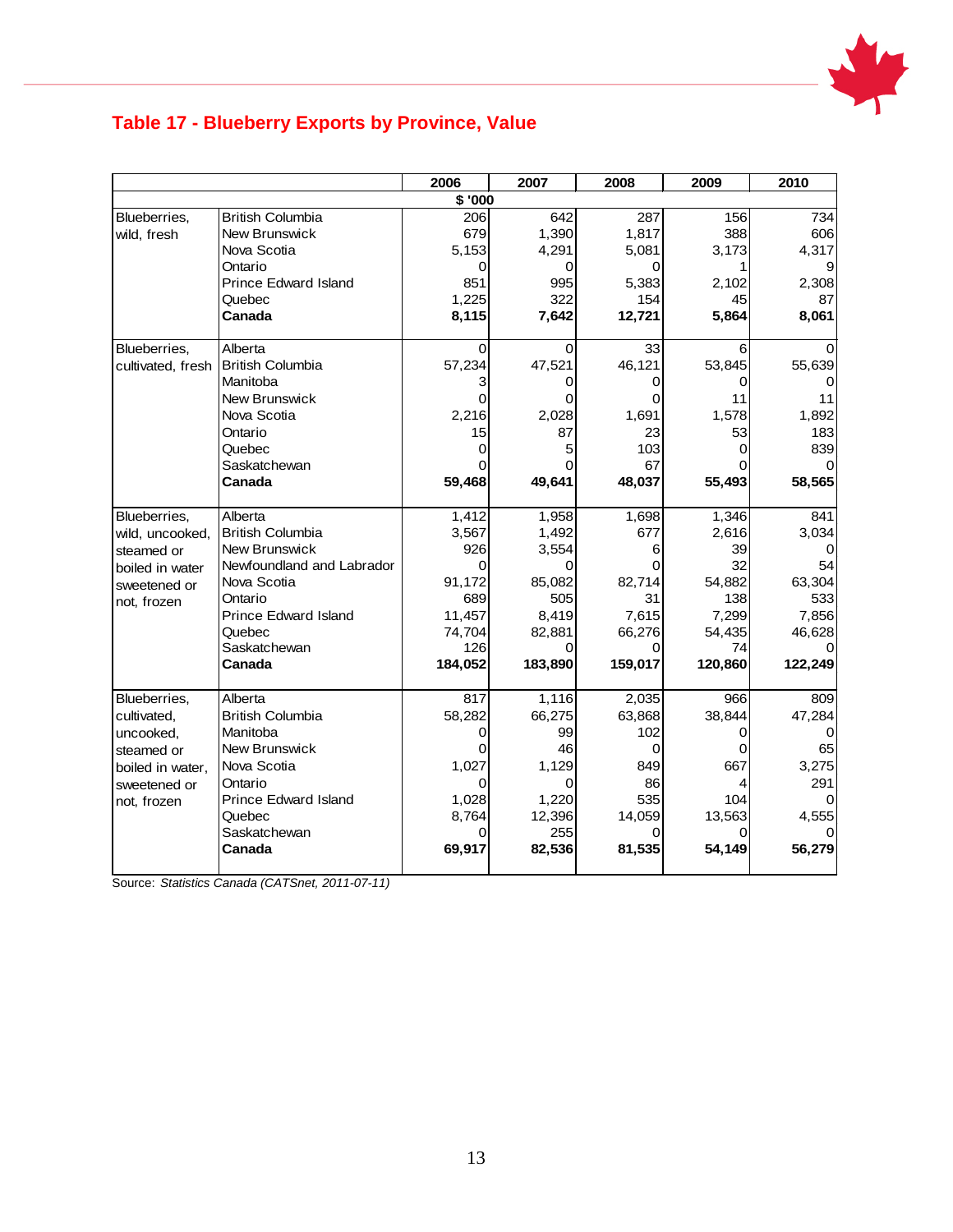## Table 17 - Blueberry Exports by Province, Value

| | | 2006 | 2007 | 2008 | 2009 | 2010 |
|---|---|---|---|---|---|---|
| | | $ '000 | | | | |
| Blueberries, wild, fresh | British Columbia | 206 | 642 | 287 | 156 | 734 |
| | New Brunswick | 679 | 1,390 | 1,817 | 388 | 606 |
| | Nova Scotia | 5,153 | 4,291 | 5,081 | 3,173 | 4,317 |
| | Ontario | 0 | 0 | 0 | 1 | 9 |
| | Prince Edward Island | 851 | 995 | 5,383 | 2,102 | 2,308 |
| | Quebec | 1,225 | 322 | 154 | 45 | 87 |
| | **Canada** | **8,115** | **7,642** | **12,721** | **5,864** | **8,061** |
| Blueberries, cultivated, fresh | Alberta | 0 | 0 | 33 | 6 | 0 |
| | British Columbia | 57,234 | 47,521 | 46,121 | 53,845 | 55,639 |
| | Manitoba | 3 | 0 | 0 | 0 | 0 |
| | New Brunswick | 0 | 0 | 0 | 11 | 11 |
| | Nova Scotia | 2,216 | 2,028 | 1,691 | 1,578 | 1,892 |
| | Ontario | 15 | 87 | 23 | 53 | 183 |
| | Quebec | 0 | 5 | 103 | 0 | 839 |
| | Saskatchewan | 0 | 0 | 67 | 0 | 0 |
| | **Canada** | **59,468** | **49,641** | **48,037** | **55,493** | **58,565** |
| Blueberries, wild, uncooked, steamed or boiled in water sweetened or not, frozen | Alberta | 1,412 | 1,958 | 1,698 | 1,346 | 841 |
| | British Columbia | 3,567 | 1,492 | 677 | 2,616 | 3,034 |
| | New Brunswick | 926 | 3,554 | 6 | 39 | 0 |
| | Newfoundland and Labrador | 0 | 0 | 0 | 32 | 54 |
| | Nova Scotia | 91,172 | 85,082 | 82,714 | 54,882 | 63,304 |
| | Ontario | 689 | 505 | 31 | 138 | 533 |
| | Prince Edward Island | 11,457 | 8,419 | 7,615 | 7,299 | 7,856 |
| | Quebec | 74,704 | 82,881 | 66,276 | 54,435 | 46,628 |
| | Saskatchewan | 126 | 0 | 0 | 74 | 0 |
| | **Canada** | **184,052** | **183,890** | **159,017** | **120,860** | **122,249** |
| Blueberries, cultivated, uncooked, steamed or boiled in water, sweetened or not, frozen | Alberta | 817 | 1,116 | 2,035 | 966 | 809 |
| | British Columbia | 58,282 | 66,275 | 63,868 | 38,844 | 47,284 |
| | Manitoba | 0 | 99 | 102 | 0 | 0 |
| | New Brunswick | 0 | 46 | 0 | 0 | 65 |
| | Nova Scotia | 1,027 | 1,129 | 849 | 667 | 3,275 |
| | Ontario | 0 | 0 | 86 | 4 | 291 |
| | Prince Edward Island | 1,028 | 1,220 | 535 | 104 | 0 |
| | Quebec | 8,764 | 12,396 | 14,059 | 13,563 | 4,555 |
| | Saskatchewan | 0 | 255 | 0 | 0 | 0 |
| | **Canada** | **69,917** | **82,536** | **81,535** | **54,149** | **56,279** |

Source: *Statistics Canada (CATSnet, 2011-07-11)*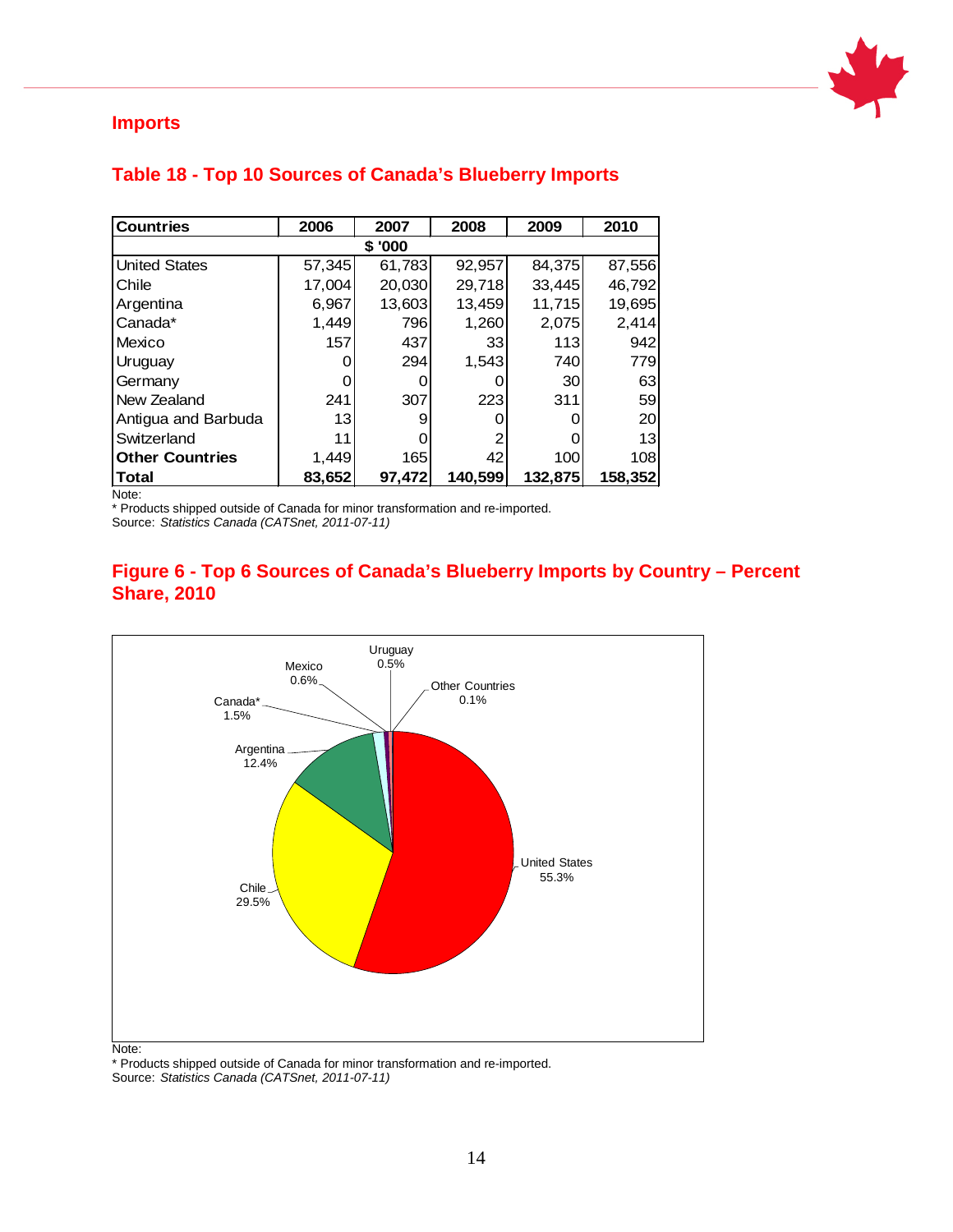## Imports

### Table 18 - Top 10 Sources of Canada's Blueberry Imports

| Countries | 2006 | 2007 | 2008 | 2009 | 2010 |
|---|---|---|---|---|---|
| | | $ '000 | | | |
| United States | 57,345 | 61,783 | 92,957 | 84,375 | 87,556 |
| Chile | 17,004 | 20,030 | 29,718 | 33,445 | 46,792 |
| Argentina | 6,967 | 13,603 | 13,459 | 11,715 | 19,695 |
| Canada* | 1,449 | 796 | 1,260 | 2,075 | 2,414 |
| Mexico | 157 | 437 | 33 | 113 | 942 |
| Uruguay | 0 | 294 | 1,543 | 740 | 779 |
| Germany | 0 | 0 | 0 | 30 | 63 |
| New Zealand | 241 | 307 | 223 | 311 | 59 |
| Antigua and Barbuda | 13 | 9 | 0 | 0 | 20 |
| Switzerland | 11 | 0 | 2 | 0 | 13 |
| **Other Countries** | 1,449 | 165 | 42 | 100 | 108 |
| **Total** | **83,652** | **97,472** | **140,599** | **132,875** | **158,352** |

Note:
* Products shipped outside of Canada for minor transformation and re-imported.
Source: *Statistics Canada (CATSnet, 2011-07-11)*

### Figure 6 - Top 6 Sources of Canada's Blueberry Imports by Country – Percent Share, 2010

| Country | Percent Share |
|---|---|
| United States | 55.3% |
| Chile | 29.5% |
| Argentina | 12.4% |
| Canada* | 1.5% |
| Mexico | 0.6% |
| Uruguay | 0.5% |
| Other Countries | 0.1% |

Note:
* Products shipped outside of Canada for minor transformation and re-imported.
Source: *Statistics Canada (CATSnet, 2011-07-11)*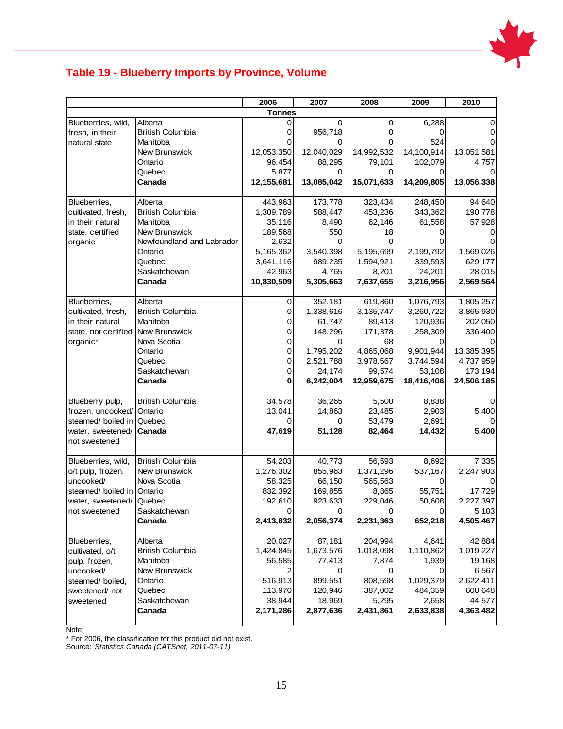## Table 19 - Blueberry Imports by Province, Volume

| | | 2006 | 2007 | 2008 | 2009 | 2010 |
|---|---|---|---|---|---|---|
| | | Tonnes | | | | |
| Blueberries, wild, fresh, in their natural state | Alberta | 0 | 0 | 0 | 6,288 | 0 |
| | British Columbia | 0 | 956,718 | 0 | 0 | 0 |
| | Manitoba | 0 | 0 | 0 | 524 | 0 |
| | New Brunswick | 12,053,350 | 12,040,029 | 14,992,532 | 14,100,914 | 13,051,581 |
| | Ontario | 96,454 | 88,295 | 79,101 | 102,079 | 4,757 |
| | Quebec | 5,877 | 0 | 0 | 0 | 0 |
| | **Canada** | **12,155,681** | **13,085,042** | **15,071,633** | **14,209,805** | **13,056,338** |
| Blueberries, cultivated, fresh, in their natural state, certified organic | Alberta | 443,963 | 173,778 | 323,434 | 248,450 | 94,640 |
| | British Columbia | 1,309,789 | 588,447 | 453,236 | 343,362 | 190,778 |
| | Manitoba | 35,116 | 8,490 | 62,146 | 61,558 | 57,928 |
| | New Brunswick | 189,568 | 550 | 18 | 0 | 0 |
| | Newfoundland and Labrador | 2,632 | 0 | 0 | 0 | 0 |
| | Ontario | 5,165,362 | 3,540,398 | 5,195,699 | 2,199,792 | 1,569,026 |
| | Quebec | 3,641,116 | 989,235 | 1,594,921 | 339,593 | 629,177 |
| | Saskatchewan | 42,963 | 4,765 | 8,201 | 24,201 | 28,015 |
| | **Canada** | **10,830,509** | **5,305,663** | **7,637,655** | **3,216,956** | **2,569,564** |
| Blueberries, cultivated, fresh, in their natural state, not certified organic* | Alberta | 0 | 352,181 | 619,860 | 1,076,793 | 1,805,257 |
| | British Columbia | 0 | 1,338,616 | 3,135,747 | 3,260,722 | 3,865,930 |
| | Manitoba | 0 | 61,747 | 89,413 | 120,936 | 202,050 |
| | New Brunswick | 0 | 148,296 | 171,378 | 258,309 | 336,400 |
| | Nova Scotia | 0 | 0 | 68 | 0 | 0 |
| | Ontario | 0 | 1,795,202 | 4,865,068 | 9,901,944 | 13,385,395 |
| | Quebec | 0 | 2,521,788 | 3,978,567 | 3,744,594 | 4,737,959 |
| | Saskatchewan | 0 | 24,174 | 99,574 | 53,108 | 173,194 |
| | **Canada** | **0** | **6,242,004** | **12,959,675** | **18,416,406** | **24,506,185** |
| Blueberry pulp, frozen, uncooked/ steamed/ boiled in water, sweetened/ not sweetened | British Columbia | 34,578 | 36,265 | 5,500 | 8,838 | 0 |
| | Ontario | 13,041 | 14,863 | 23,485 | 2,903 | 5,400 |
| | Quebec | 0 | 0 | 53,479 | 2,691 | 0 |
| | **Canada** | **47,619** | **51,128** | **82,464** | **14,432** | **5,400** |
| Blueberries, wild, o/t pulp, frozen, uncooked/ steamed/ boiled in water, sweetened/ not sweetened | British Columbia | 54,203 | 40,773 | 56,593 | 8,692 | 7,335 |
| | New Brunswick | 1,276,302 | 855,963 | 1,371,296 | 537,167 | 2,247,903 |
| | Nova Scotia | 58,325 | 66,150 | 565,563 | 0 | 0 |
| | Ontario | 832,392 | 169,855 | 8,865 | 55,751 | 17,729 |
| | Quebec | 192,610 | 923,633 | 229,046 | 50,608 | 2,227,397 |
| | Saskatchewan | 0 | 0 | 0 | 0 | 5,103 |
| | **Canada** | **2,413,832** | **2,056,374** | **2,231,363** | **652,218** | **4,505,467** |
| Blueberries, cultivated, o/t pulp, frozen, uncooked/ steamed/ boiled, sweetened/ not sweetened | Alberta | 20,027 | 87,181 | 204,994 | 4,641 | 42,884 |
| | British Columbia | 1,424,845 | 1,673,576 | 1,018,098 | 1,110,862 | 1,019,227 |
| | Manitoba | 56,585 | 77,413 | 7,874 | 1,939 | 19,168 |
| | New Brunswick | 2 | 0 | 0 | 0 | 6,567 |
| | Ontario | 516,913 | 899,551 | 808,598 | 1,029,379 | 2,622,411 |
| | Quebec | 113,970 | 120,946 | 387,002 | 484,359 | 608,648 |
| | Saskatchewan | 38,944 | 18,969 | 5,295 | 2,658 | 44,577 |
| | **Canada** | **2,171,286** | **2,877,636** | **2,431,861** | **2,633,838** | **4,363,482** |

Note:
* For 2006, the classification for this product did not exist.
Source: *Statistics Canada (CATSnet, 2011-07-11)*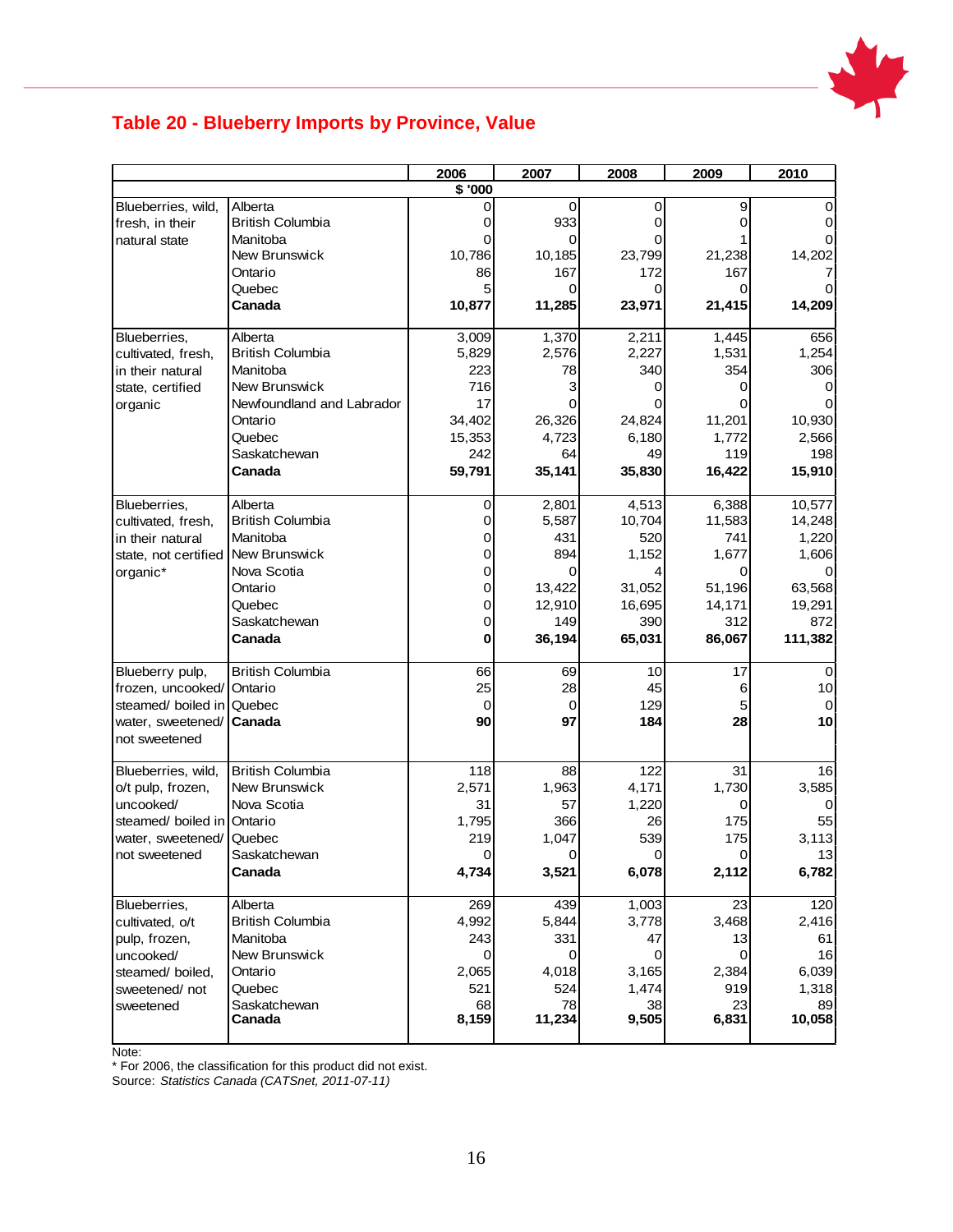## Table 20 - Blueberry Imports by Province, Value

| | | 2006 | 2007 | 2008 | 2009 | 2010 |
|---|---|---|---|---|---|---|
| | | $ '000 | | | | |
| Blueberries, wild, fresh, in their natural state | Alberta | 0 | 0 | 0 | 9 | 0 |
| | British Columbia | 0 | 933 | 0 | 0 | 0 |
| | Manitoba | 0 | 0 | 0 | 1 | 0 |
| | New Brunswick | 10,786 | 10,185 | 23,799 | 21,238 | 14,202 |
| | Ontario | 86 | 167 | 172 | 167 | 7 |
| | Quebec | 5 | 0 | 0 | 0 | 0 |
| | **Canada** | **10,877** | **11,285** | **23,971** | **21,415** | **14,209** |
| Blueberries, cultivated, fresh, in their natural state, certified organic | Alberta | 3,009 | 1,370 | 2,211 | 1,445 | 656 |
| | British Columbia | 5,829 | 2,576 | 2,227 | 1,531 | 1,254 |
| | Manitoba | 223 | 78 | 340 | 354 | 306 |
| | New Brunswick | 716 | 3 | 0 | 0 | 0 |
| | Newfoundland and Labrador | 17 | 0 | 0 | 0 | 0 |
| | Ontario | 34,402 | 26,326 | 24,824 | 11,201 | 10,930 |
| | Quebec | 15,353 | 4,723 | 6,180 | 1,772 | 2,566 |
| | Saskatchewan | 242 | 64 | 49 | 119 | 198 |
| | **Canada** | **59,791** | **35,141** | **35,830** | **16,422** | **15,910** |
| Blueberries, cultivated, fresh, in their natural state, not certified organic* | Alberta | 0 | 2,801 | 4,513 | 6,388 | 10,577 |
| | British Columbia | 0 | 5,587 | 10,704 | 11,583 | 14,248 |
| | Manitoba | 0 | 431 | 520 | 741 | 1,220 |
| | New Brunswick | 0 | 894 | 1,152 | 1,677 | 1,606 |
| | Nova Scotia | 0 | 0 | 4 | 0 | 0 |
| | Ontario | 0 | 13,422 | 31,052 | 51,196 | 63,568 |
| | Quebec | 0 | 12,910 | 16,695 | 14,171 | 19,291 |
| | Saskatchewan | 0 | 149 | 390 | 312 | 872 |
| | **Canada** | **0** | **36,194** | **65,031** | **86,067** | **111,382** |
| Blueberry pulp, frozen, uncooked/ steamed/ boiled in water, sweetened/ not sweetened | British Columbia | 66 | 69 | 10 | 17 | 0 |
| | Ontario | 25 | 28 | 45 | 6 | 10 |
| | Quebec | 0 | 0 | 129 | 5 | 0 |
| | **Canada** | **90** | **97** | **184** | **28** | **10** |
| Blueberries, wild, o/t pulp, frozen, uncooked/ steamed/ boiled in water, sweetened/ not sweetened | British Columbia | 118 | 88 | 122 | 31 | 16 |
| | New Brunswick | 2,571 | 1,963 | 4,171 | 1,730 | 3,585 |
| | Nova Scotia | 31 | 57 | 1,220 | 0 | 0 |
| | Ontario | 1,795 | 366 | 26 | 175 | 55 |
| | Quebec | 219 | 1,047 | 539 | 175 | 3,113 |
| | Saskatchewan | 0 | 0 | 0 | 0 | 13 |
| | **Canada** | **4,734** | **3,521** | **6,078** | **2,112** | **6,782** |
| Blueberries, cultivated, o/t pulp, frozen, uncooked/ steamed/ boiled, sweetened/ not sweetened | Alberta | 269 | 439 | 1,003 | 23 | 120 |
| | British Columbia | 4,992 | 5,844 | 3,778 | 3,468 | 2,416 |
| | Manitoba | 243 | 331 | 47 | 13 | 61 |
| | New Brunswick | 0 | 0 | 0 | 0 | 16 |
| | Ontario | 2,065 | 4,018 | 3,165 | 2,384 | 6,039 |
| | Quebec | 521 | 524 | 1,474 | 919 | 1,318 |
| | Saskatchewan | 68 | 78 | 38 | 23 | 89 |
| | **Canada** | **8,159** | **11,234** | **9,505** | **6,831** | **10,058** |

Note:
* For 2006, the classification for this product did not exist.
Source: *Statistics Canada (CATSnet, 2011-07-11)*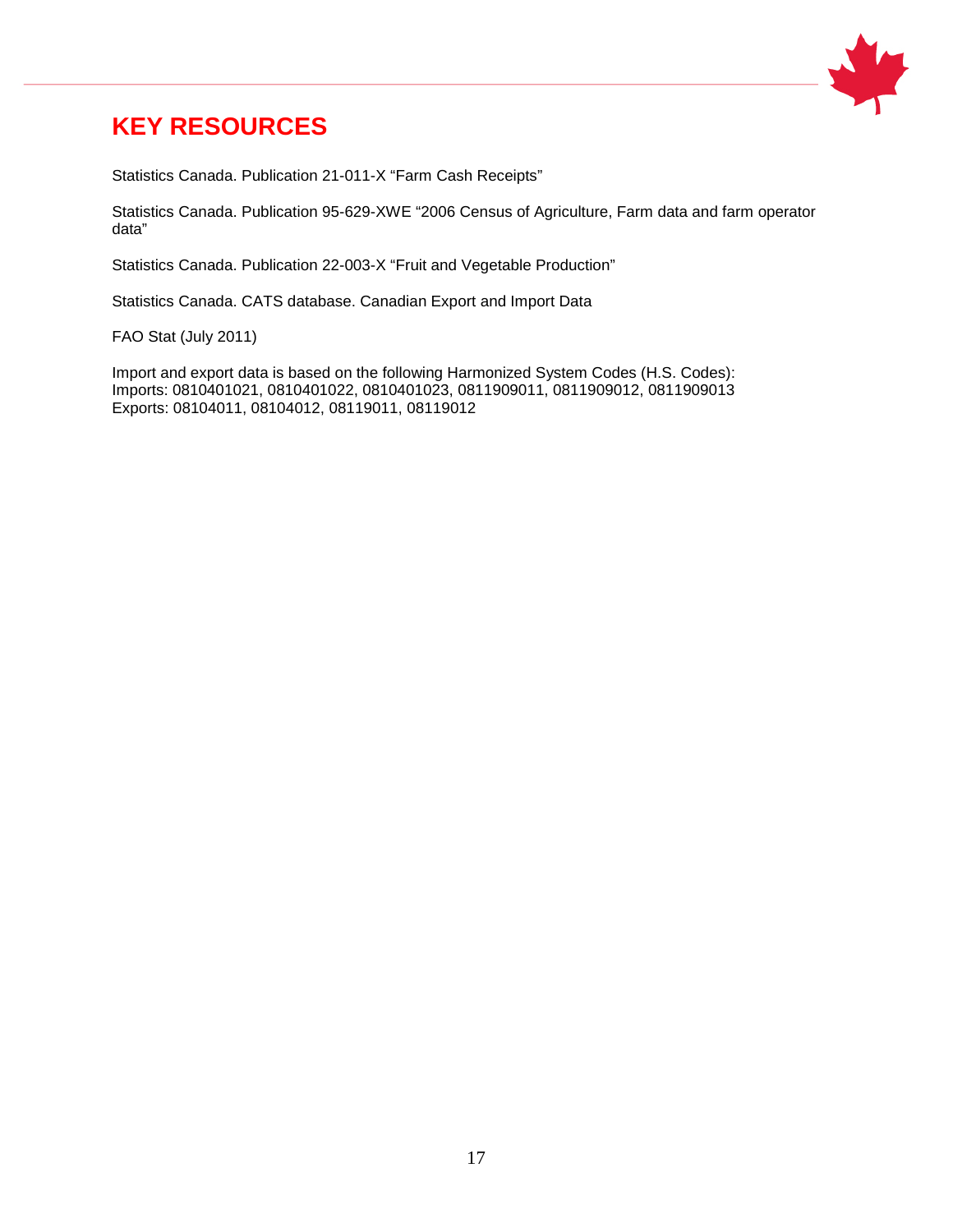# KEY RESOURCES

Statistics Canada. Publication 21-011-X "Farm Cash Receipts"

Statistics Canada. Publication 95-629-XWE "2006 Census of Agriculture, Farm data and farm operator data"

Statistics Canada. Publication 22-003-X "Fruit and Vegetable Production"

Statistics Canada. CATS database. Canadian Export and Import Data

FAO Stat (July 2011)

Import and export data is based on the following Harmonized System Codes (H.S. Codes):
Imports: 0810401021, 0810401022, 0810401023, 0811909011, 0811909012, 0811909013
Exports: 08104011, 08104012, 08119011, 08119012